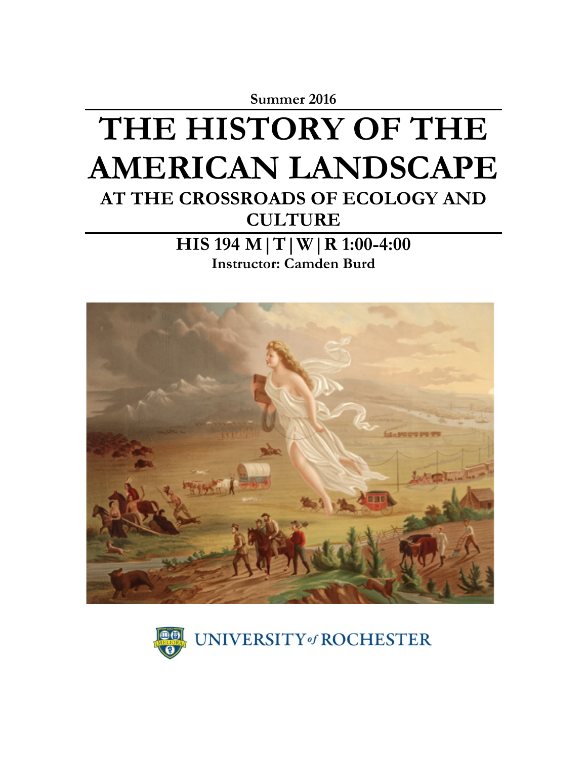**Summer 2016**

# THE HISTORY OF THE AMERICAN LANDSCAPE

## AT THE CROSSROADS OF ECOLOGY AND CULTURE

### HIS 194 M | T | W | R 1:00-4:00

**Instructor: Camden Burd**

UNIVERSITY *of* ROCHESTER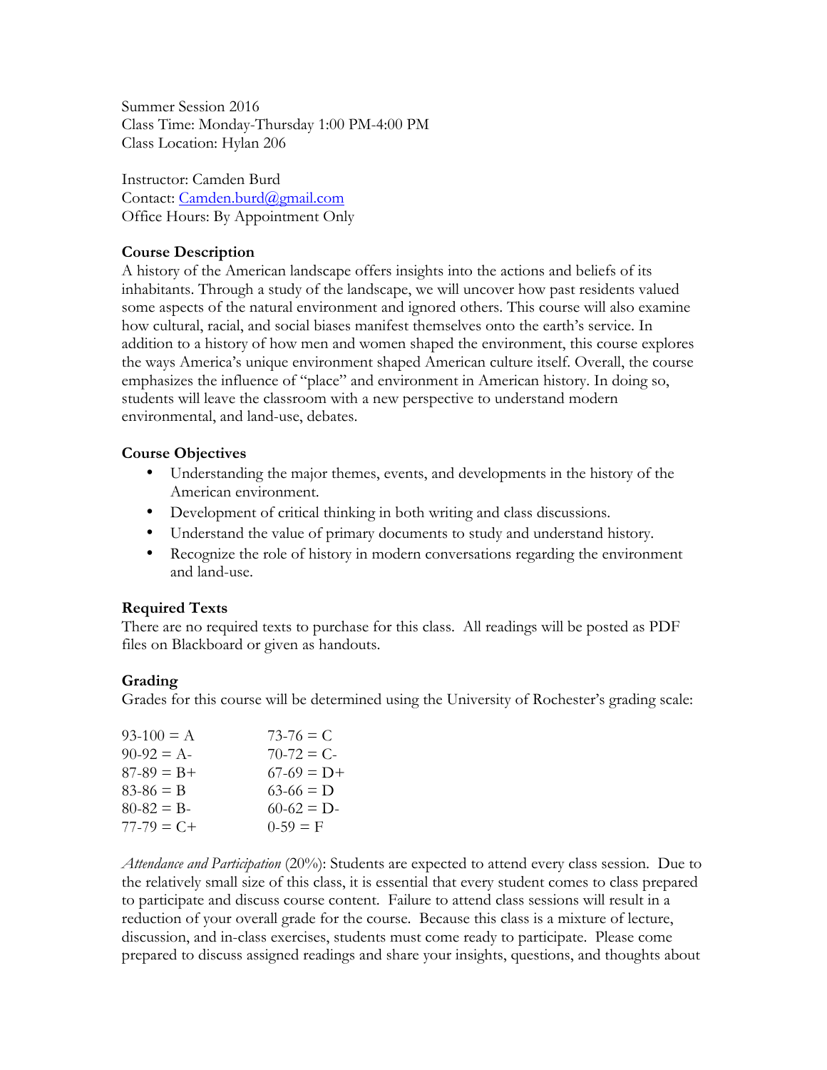Summer Session 2016
Class Time: Monday-Thursday 1:00 PM-4:00 PM
Class Location: Hylan 206

Instructor: Camden Burd
Contact: Camden.burd@gmail.com
Office Hours: By Appointment Only

**Course Description**

A history of the American landscape offers insights into the actions and beliefs of its inhabitants. Through a study of the landscape, we will uncover how past residents valued some aspects of the natural environment and ignored others. This course will also examine how cultural, racial, and social biases manifest themselves onto the earth's service. In addition to a history of how men and women shaped the environment, this course explores the ways America's unique environment shaped American culture itself. Overall, the course emphasizes the influence of "place" and environment in American history. In doing so, students will leave the classroom with a new perspective to understand modern environmental, and land-use, debates.

**Course Objectives**

- Understanding the major themes, events, and developments in the history of the American environment.
- Development of critical thinking in both writing and class discussions.
- Understand the value of primary documents to study and understand history.
- Recognize the role of history in modern conversations regarding the environment and land-use.

**Required Texts**

There are no required texts to purchase for this class. All readings will be posted as PDF files on Blackboard or given as handouts.

**Grading**

Grades for this course will be determined using the University of Rochester's grading scale:

| | |
|---|---|
| 93-100 = A | 73-76 = C |
| 90-92 = A- | 70-72 = C- |
| 87-89 = B+ | 67-69 = D+ |
| 83-86 = B | 63-66 = D |
| 80-82 = B- | 60-62 = D- |
| 77-79 = C+ | 0-59 = F |

*Attendance and Participation* (20%): Students are expected to attend every class session. Due to the relatively small size of this class, it is essential that every student comes to class prepared to participate and discuss course content. Failure to attend class sessions will result in a reduction of your overall grade for the course. Because this class is a mixture of lecture, discussion, and in-class exercises, students must come ready to participate. Please come prepared to discuss assigned readings and share your insights, questions, and thoughts about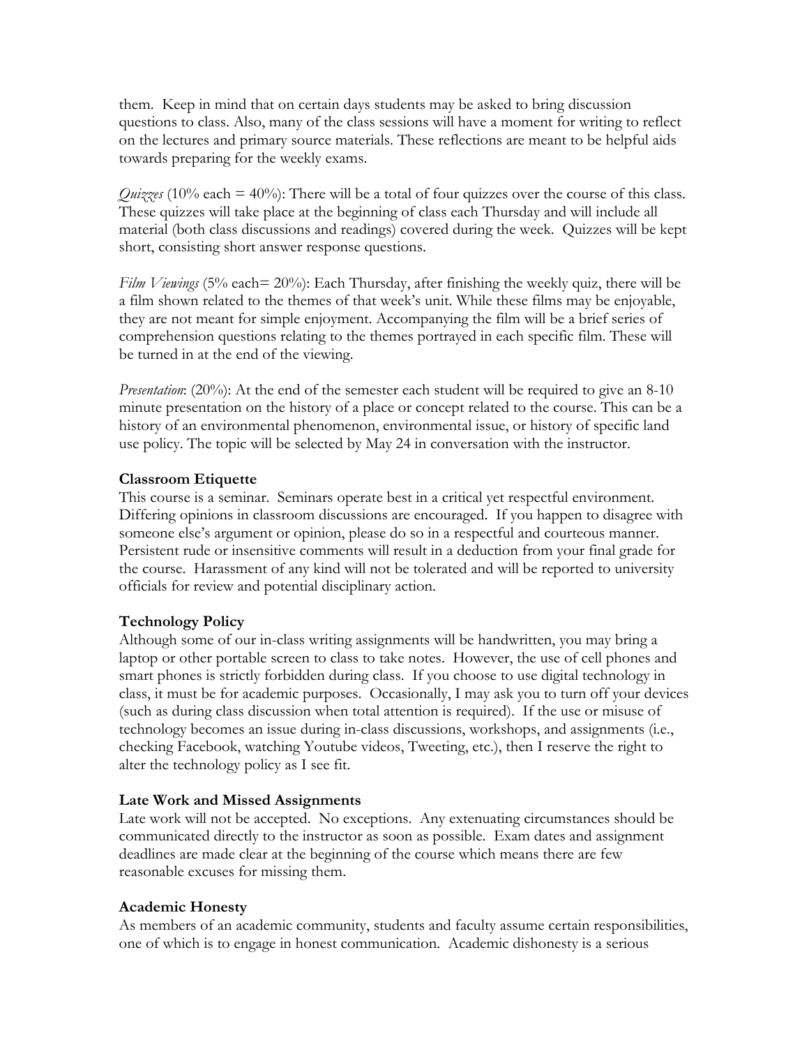them. Keep in mind that on certain days students may be asked to bring discussion questions to class. Also, many of the class sessions will have a moment for writing to reflect on the lectures and primary source materials. These reflections are meant to be helpful aids towards preparing for the weekly exams.

*Quizzes* (10% each = 40%): There will be a total of four quizzes over the course of this class. These quizzes will take place at the beginning of class each Thursday and will include all material (both class discussions and readings) covered during the week. Quizzes will be kept short, consisting short answer response questions.

*Film Viewings* (5% each= 20%): Each Thursday, after finishing the weekly quiz, there will be a film shown related to the themes of that week's unit. While these films may be enjoyable, they are not meant for simple enjoyment. Accompanying the film will be a brief series of comprehension questions relating to the themes portrayed in each specific film. These will be turned in at the end of the viewing.

*Presentation*: (20%): At the end of the semester each student will be required to give an 8-10 minute presentation on the history of a place or concept related to the course. This can be a history of an environmental phenomenon, environmental issue, or history of specific land use policy. The topic will be selected by May 24 in conversation with the instructor.

**Classroom Etiquette**

This course is a seminar. Seminars operate best in a critical yet respectful environment. Differing opinions in classroom discussions are encouraged. If you happen to disagree with someone else's argument or opinion, please do so in a respectful and courteous manner. Persistent rude or insensitive comments will result in a deduction from your final grade for the course. Harassment of any kind will not be tolerated and will be reported to university officials for review and potential disciplinary action.

**Technology Policy**

Although some of our in-class writing assignments will be handwritten, you may bring a laptop or other portable screen to class to take notes. However, the use of cell phones and smart phones is strictly forbidden during class. If you choose to use digital technology in class, it must be for academic purposes. Occasionally, I may ask you to turn off your devices (such as during class discussion when total attention is required). If the use or misuse of technology becomes an issue during in-class discussions, workshops, and assignments (i.e., checking Facebook, watching Youtube videos, Tweeting, etc.), then I reserve the right to alter the technology policy as I see fit.

**Late Work and Missed Assignments**

Late work will not be accepted. No exceptions. Any extenuating circumstances should be communicated directly to the instructor as soon as possible. Exam dates and assignment deadlines are made clear at the beginning of the course which means there are few reasonable excuses for missing them.

**Academic Honesty**

As members of an academic community, students and faculty assume certain responsibilities, one of which is to engage in honest communication. Academic dishonesty is a serious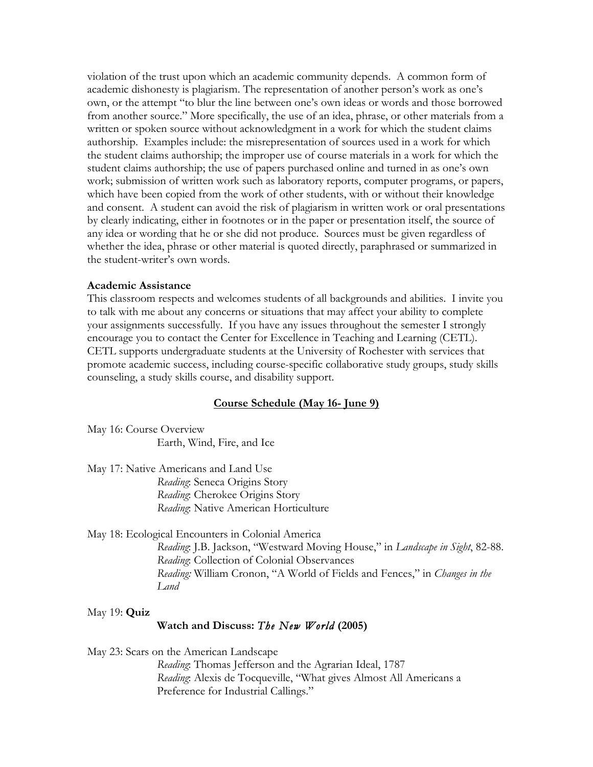violation of the trust upon which an academic community depends. A common form of academic dishonesty is plagiarism. The representation of another person's work as one's own, or the attempt "to blur the line between one's own ideas or words and those borrowed from another source." More specifically, the use of an idea, phrase, or other materials from a written or spoken source without acknowledgment in a work for which the student claims authorship. Examples include: the misrepresentation of sources used in a work for which the student claims authorship; the improper use of course materials in a work for which the student claims authorship; the use of papers purchased online and turned in as one's own work; submission of written work such as laboratory reports, computer programs, or papers, which have been copied from the work of other students, with or without their knowledge and consent. A student can avoid the risk of plagiarism in written work or oral presentations by clearly indicating, either in footnotes or in the paper or presentation itself, the source of any idea or wording that he or she did not produce. Sources must be given regardless of whether the idea, phrase or other material is quoted directly, paraphrased or summarized in the student-writer's own words.

**Academic Assistance**

This classroom respects and welcomes students of all backgrounds and abilities. I invite you to talk with me about any concerns or situations that may affect your ability to complete your assignments successfully. If you have any issues throughout the semester I strongly encourage you to contact the Center for Excellence in Teaching and Learning (CETL). CETL supports undergraduate students at the University of Rochester with services that promote academic success, including course-specific collaborative study groups, study skills counseling, a study skills course, and disability support.

## Course Schedule (May 16- June 9)

May 16: Course Overview
Earth, Wind, Fire, and Ice

May 17: Native Americans and Land Use
*Reading*: Seneca Origins Story
*Reading*: Cherokee Origins Story
*Reading*: Native American Horticulture

May 18: Ecological Encounters in Colonial America
*Reading*: J.B. Jackson, "Westward Moving House," in *Landscape in Sight*, 82-88.
*Reading*: Collection of Colonial Observances
*Reading:* William Cronon, "A World of Fields and Fences," in *Changes in the Land*

May 19: **Quiz**
**Watch and Discuss:** ***The New World*** **(2005)**

May 23: Scars on the American Landscape
*Reading*: Thomas Jefferson and the Agrarian Ideal, 1787
*Reading*: Alexis de Tocqueville, "What gives Almost All Americans a Preference for Industrial Callings."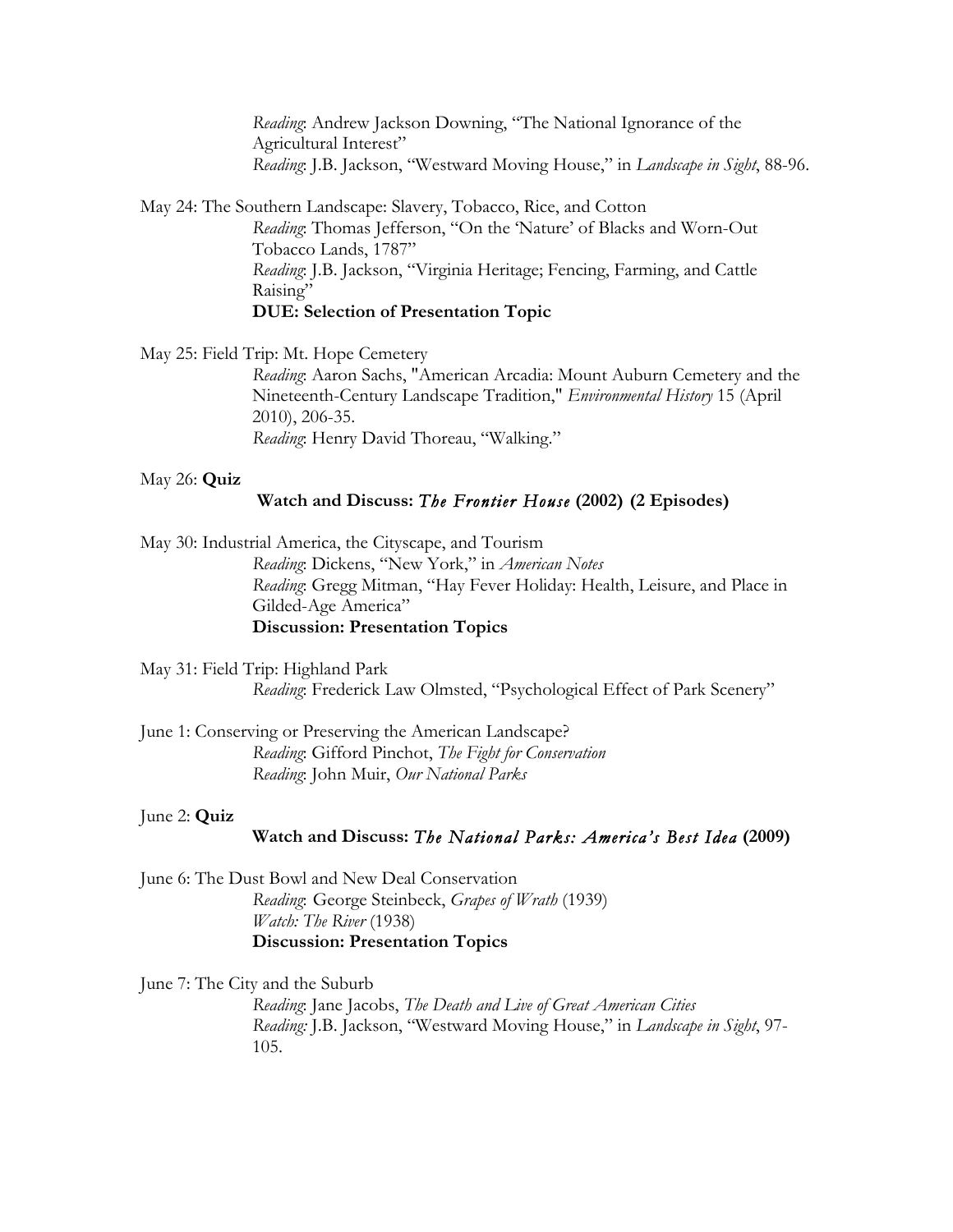*Reading*: Andrew Jackson Downing, "The National Ignorance of the Agricultural Interest"
*Reading*: J.B. Jackson, "Westward Moving House," in *Landscape in Sight*, 88-96.

May 24: The Southern Landscape: Slavery, Tobacco, Rice, and Cotton
*Reading*: Thomas Jefferson, "On the 'Nature' of Blacks and Worn-Out Tobacco Lands, 1787"
*Reading*: J.B. Jackson, "Virginia Heritage; Fencing, Farming, and Cattle Raising"
**DUE: Selection of Presentation Topic**

May 25: Field Trip: Mt. Hope Cemetery
*Reading*: Aaron Sachs, "American Arcadia: Mount Auburn Cemetery and the Nineteenth-Century Landscape Tradition," *Environmental History* 15 (April 2010), 206-35.
*Reading*: Henry David Thoreau, "Walking."

May 26: **Quiz**
**Watch and Discuss:** ***The Frontier House*** **(2002) (2 Episodes)**

May 30: Industrial America, the Cityscape, and Tourism
*Reading*: Dickens, "New York," in *American Notes*
*Reading*: Gregg Mitman, "Hay Fever Holiday: Health, Leisure, and Place in Gilded-Age America"
**Discussion: Presentation Topics**

May 31: Field Trip: Highland Park
*Reading*: Frederick Law Olmsted, "Psychological Effect of Park Scenery"

June 1: Conserving or Preserving the American Landscape?
*Reading*: Gifford Pinchot, *The Fight for Conservation*
*Reading*: John Muir, *Our National Parks*

June 2: **Quiz**
**Watch and Discuss:** ***The National Parks: America's Best Idea*** **(2009)**

June 6: The Dust Bowl and New Deal Conservation
*Reading*: George Steinbeck, *Grapes of Wrath* (1939)
*Watch: The River* (1938)
**Discussion: Presentation Topics**

June 7: The City and the Suburb
*Reading*: Jane Jacobs, *The Death and Live of Great American Cities*
*Reading:* J.B. Jackson, "Westward Moving House," in *Landscape in Sight*, 97-105.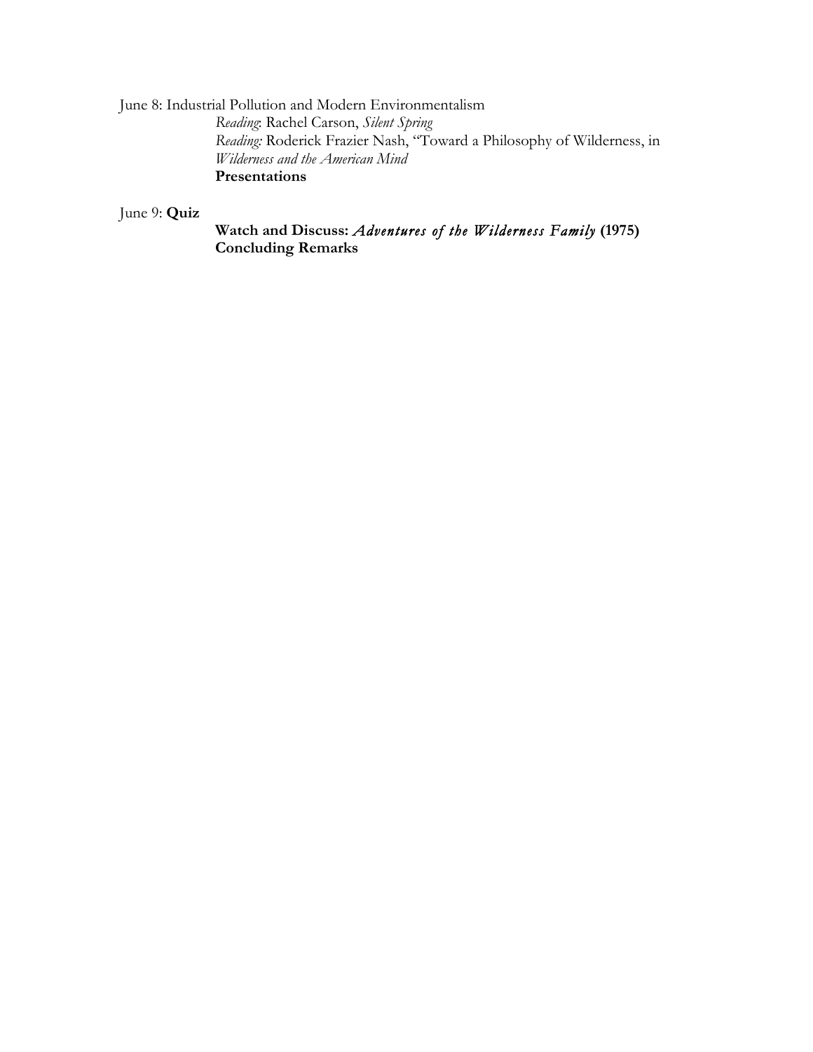June 8: Industrial Pollution and Modern Environmentalism

*Reading*: Rachel Carson, *Silent Spring*

*Reading:* Roderick Frazier Nash, "Toward a Philosophy of Wilderness, in *Wilderness and the American Mind*

**Presentations**

June 9: **Quiz**

**Watch and Discuss:** ***Adventures of the Wilderness Family*** **(1975)**

**Concluding Remarks**